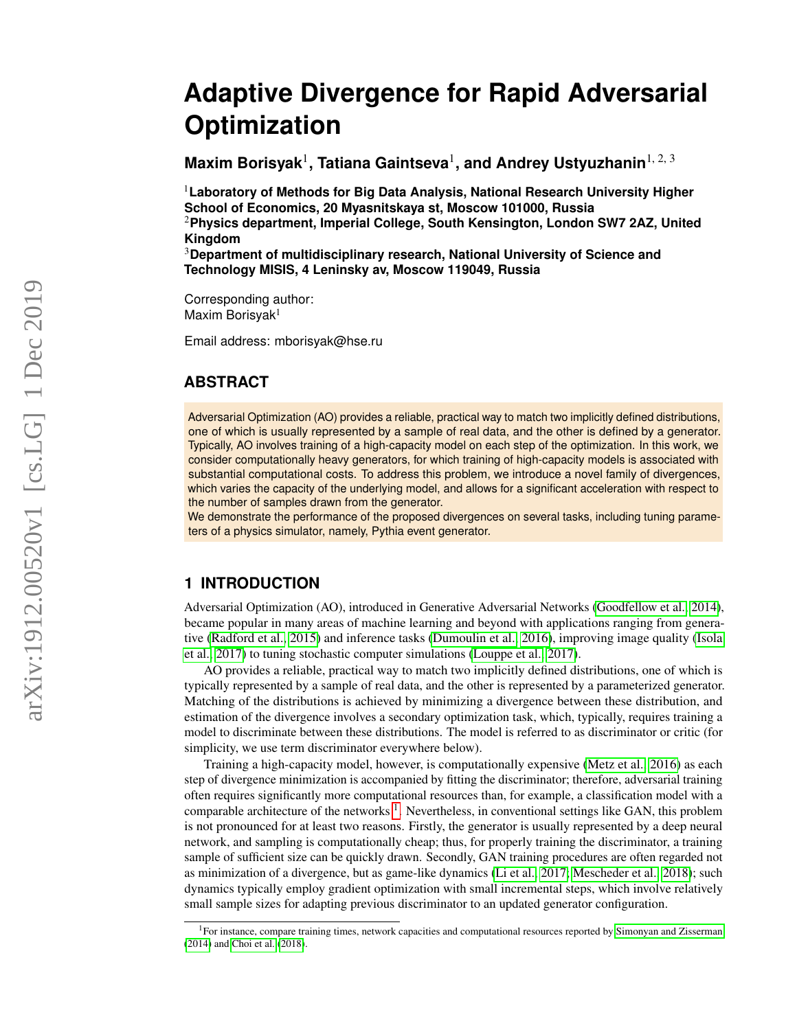# Adaptive Divergence for Rapid Adversarial Optimization

**Maxim Borisyak[1], Tatiana Gaintseva[1], and Andrey Ustyuzhanin[1, 2, 3]**

[1]**Laboratory of Methods for Big Data Analysis, National Research University Higher School of Economics, 20 Myasnitskaya st, Moscow 101000, Russia**
[2]**Physics department, Imperial College, South Kensington, London SW7 2AZ, United Kingdom**
[3]**Department of multidisciplinary research, National University of Science and Technology MISIS, 4 Leninsky av, Moscow 119049, Russia**

Corresponding author:
Maxim Borisyak[1]

Email address: mborisyak@hse.ru

## ABSTRACT

Adversarial Optimization (AO) provides a reliable, practical way to match two implicitly defined distributions, one of which is usually represented by a sample of real data, and the other is defined by a generator. Typically, AO involves training of a high-capacity model on each step of the optimization. In this work, we consider computationally heavy generators, for which training of high-capacity models is associated with substantial computational costs. To address this problem, we introduce a novel family of divergences, which varies the capacity of the underlying model, and allows for a significant acceleration with respect to the number of samples drawn from the generator.
We demonstrate the performance of the proposed divergences on several tasks, including tuning parameters of a physics simulator, namely, Pythia event generator.

## 1 INTRODUCTION

Adversarial Optimization (AO), introduced in Generative Adversarial Networks (Goodfellow et al., 2014), became popular in many areas of machine learning and beyond with applications ranging from generative (Radford et al., 2015) and inference tasks (Dumoulin et al., 2016), improving image quality (Isola et al., 2017) to tuning stochastic computer simulations (Louppe et al., 2017).

AO provides a reliable, practical way to match two implicitly defined distributions, one of which is typically represented by a sample of real data, and the other is represented by a parameterized generator. Matching of the distributions is achieved by minimizing a divergence between these distribution, and estimation of the divergence involves a secondary optimization task, which, typically, requires training a model to discriminate between these distributions. The model is referred to as discriminator or critic (for simplicity, we use term discriminator everywhere below).

Training a high-capacity model, however, is computationally expensive (Metz et al., 2016) as each step of divergence minimization is accompanied by fitting the discriminator; therefore, adversarial training often requires significantly more computational resources than, for example, a classification model with a comparable architecture of the networks[1]. Nevertheless, in conventional settings like GAN, this problem is not pronounced for at least two reasons. Firstly, the generator is usually represented by a deep neural network, and sampling is computationally cheap; thus, for properly training the discriminator, a training sample of sufficient size can be quickly drawn. Secondly, GAN training procedures are often regarded not as minimization of a divergence, but as game-like dynamics (Li et al., 2017; Mescheder et al., 2018); such dynamics typically employ gradient optimization with small incremental steps, which involve relatively small sample sizes for adapting previous discriminator to an updated generator configuration.

[1]For instance, compare training times, network capacities and computational resources reported by Simonyan and Zisserman (2014) and Choi et al. (2018).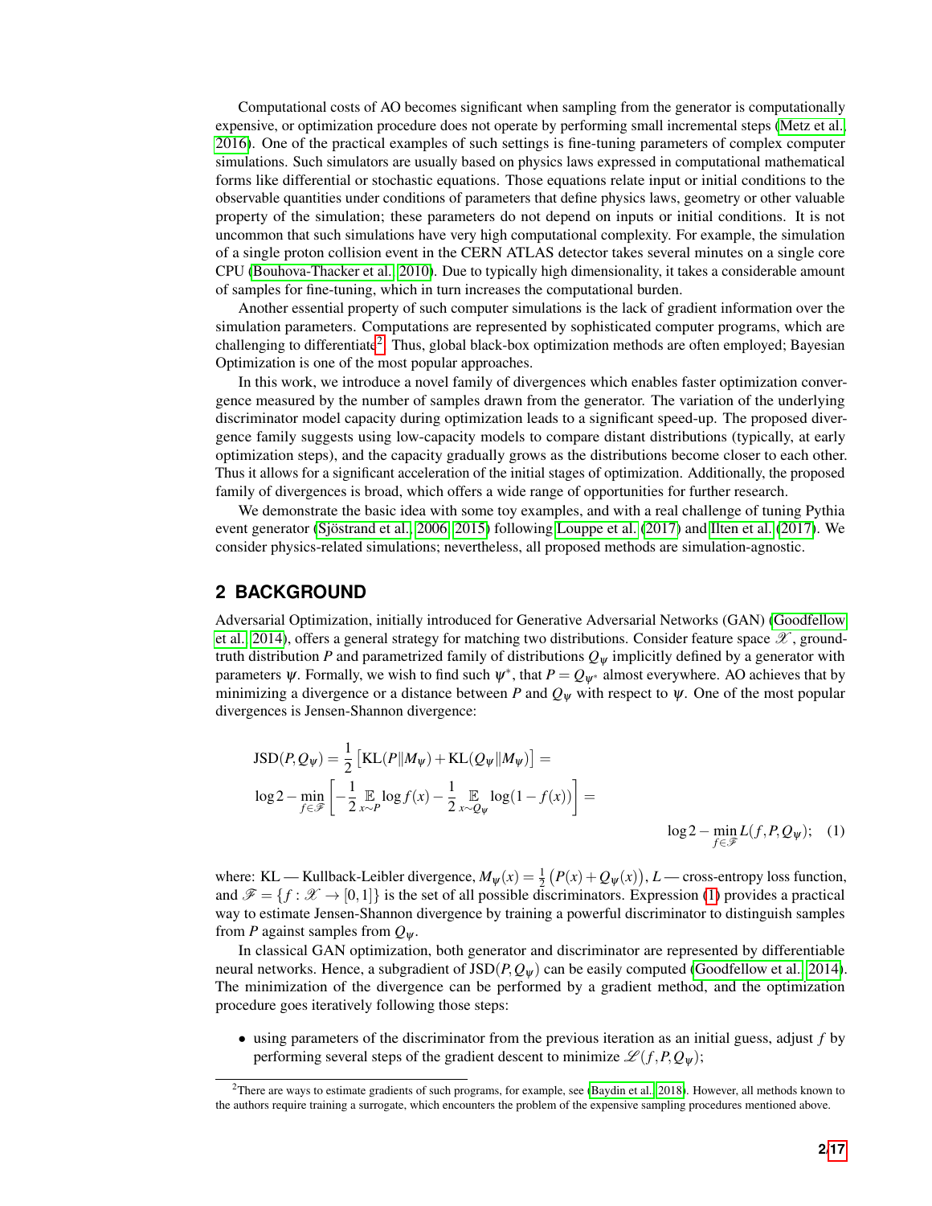Computational costs of AO becomes significant when sampling from the generator is computationally expensive, or optimization procedure does not operate by performing small incremental steps (Metz et al., 2016). One of the practical examples of such settings is fine-tuning parameters of complex computer simulations. Such simulators are usually based on physics laws expressed in computational mathematical forms like differential or stochastic equations. Those equations relate input or initial conditions to the observable quantities under conditions of parameters that define physics laws, geometry or other valuable property of the simulation; these parameters do not depend on inputs or initial conditions. It is not uncommon that such simulations have very high computational complexity. For example, the simulation of a single proton collision event in the CERN ATLAS detector takes several minutes on a single core CPU (Bouhova-Thacker et al., 2010). Due to typically high dimensionality, it takes a considerable amount of samples for fine-tuning, which in turn increases the computational burden.

Another essential property of such computer simulations is the lack of gradient information over the simulation parameters. Computations are represented by sophisticated computer programs, which are challenging to differentiate[2]. Thus, global black-box optimization methods are often employed; Bayesian Optimization is one of the most popular approaches.

In this work, we introduce a novel family of divergences which enables faster optimization convergence measured by the number of samples drawn from the generator. The variation of the underlying discriminator model capacity during optimization leads to a significant speed-up. The proposed divergence family suggests using low-capacity models to compare distant distributions (typically, at early optimization steps), and the capacity gradually grows as the distributions become closer to each other. Thus it allows for a significant acceleration of the initial stages of optimization. Additionally, the proposed family of divergences is broad, which offers a wide range of opportunities for further research.

We demonstrate the basic idea with some toy examples, and with a real challenge of tuning Pythia event generator (Sjöstrand et al., 2006, 2015) following Louppe et al. (2017) and Ilten et al. (2017). We consider physics-related simulations; nevertheless, all proposed methods are simulation-agnostic.

## 2 BACKGROUND

Adversarial Optimization, initially introduced for Generative Adversarial Networks (GAN) (Goodfellow et al., 2014), offers a general strategy for matching two distributions. Consider feature space $\mathcal{X}$, ground-truth distribution $P$ and parametrized family of distributions $Q_\psi$ implicitly defined by a generator with parameters $\psi$. Formally, we wish to find such $\psi^*$, that $P = Q_{\psi^*}$ almost everywhere. AO achieves that by minimizing a divergence or a distance between $P$ and $Q_\psi$ with respect to $\psi$. One of the most popular divergences is Jensen-Shannon divergence:

$$
\begin{aligned}
&\mathrm{JSD}(P, Q_\psi) = \frac{1}{2}\left[\mathrm{KL}(P \| M_\psi) + \mathrm{KL}(Q_\psi \| M_\psi)\right] = \\
&\log 2 - \min_{f \in \mathcal{F}} \left[ -\frac{1}{2} \mathop{\mathbb{E}}_{x \sim P} \log f(x) - \frac{1}{2} \mathop{\mathbb{E}}_{x \sim Q_\psi} \log(1 - f(x)) \right] = \\
&\qquad\qquad\qquad\qquad\qquad\qquad \log 2 - \min_{f \in \mathcal{F}} L(f, P, Q_\psi); \quad (1)
\end{aligned}
$$

where: KL — Kullback-Leibler divergence, $M_\psi(x) = \frac{1}{2}\left(P(x) + Q_\psi(x)\right)$, $L$ — cross-entropy loss function, and $\mathcal{F} = \{f : \mathcal{X} \to [0,1]\}$ is the set of all possible discriminators. Expression (1) provides a practical way to estimate Jensen-Shannon divergence by training a powerful discriminator to distinguish samples from $P$ against samples from $Q_\psi$.

In classical GAN optimization, both generator and discriminator are represented by differentiable neural networks. Hence, a subgradient of $\mathrm{JSD}(P, Q_\psi)$ can be easily computed (Goodfellow et al., 2014). The minimization of the divergence can be performed by a gradient method, and the optimization procedure goes iteratively following those steps:

- using parameters of the discriminator from the previous iteration as an initial guess, adjust $f$ by performing several steps of the gradient descent to minimize $\mathcal{L}(f, P, Q_\psi)$;

[2] There are ways to estimate gradients of such programs, for example, see (Baydin et al., 2018). However, all methods known to the authors require training a surrogate, which encounters the problem of the expensive sampling procedures mentioned above.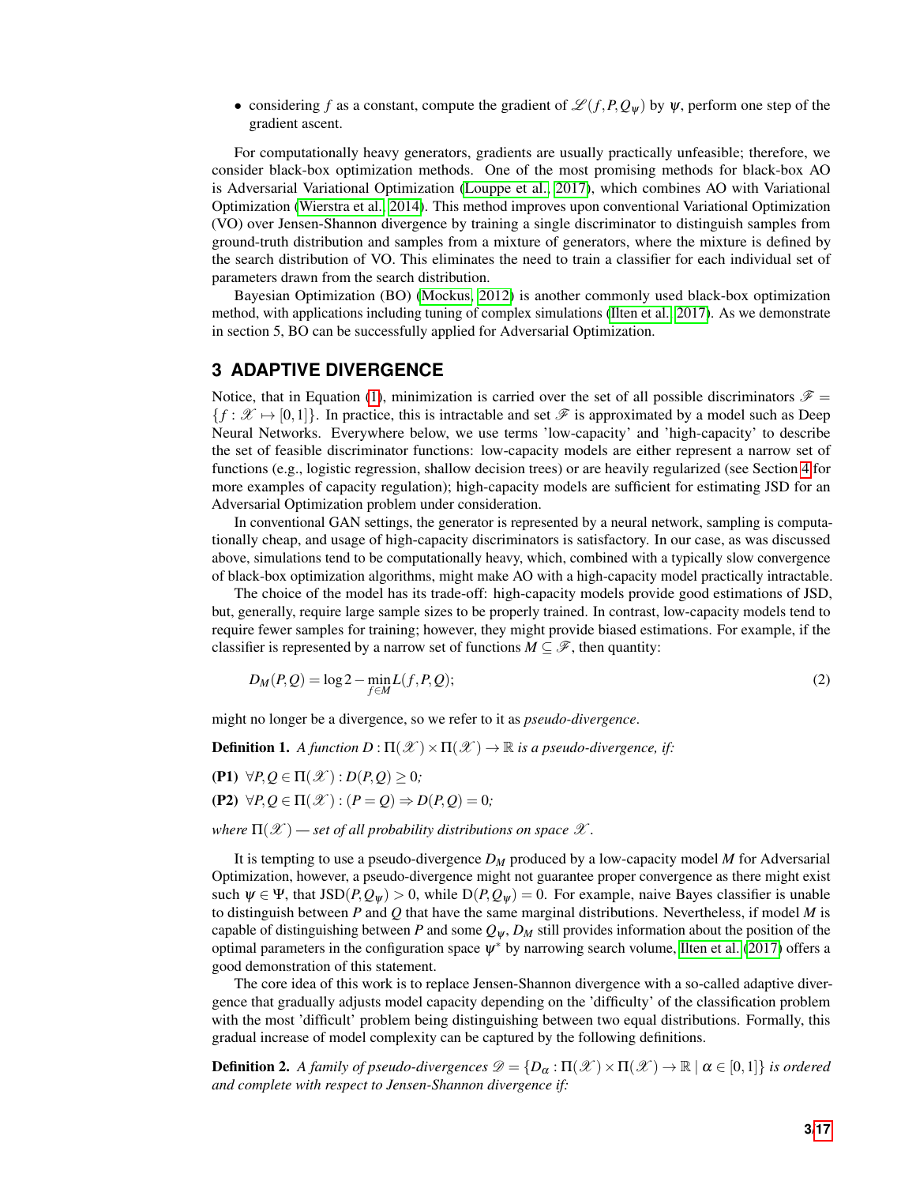- considering $f$ as a constant, compute the gradient of $\mathscr{L}(f, P, Q_\psi)$ by $\psi$, perform one step of the gradient ascent.

For computationally heavy generators, gradients are usually practically unfeasible; therefore, we consider black-box optimization methods. One of the most promising methods for black-box AO is Adversarial Variational Optimization (Louppe et al., 2017), which combines AO with Variational Optimization (Wierstra et al., 2014). This method improves upon conventional Variational Optimization (VO) over Jensen-Shannon divergence by training a single discriminator to distinguish samples from ground-truth distribution and samples from a mixture of generators, where the mixture is defined by the search distribution of VO. This eliminates the need to train a classifier for each individual set of parameters drawn from the search distribution.

Bayesian Optimization (BO) (Mockus, 2012) is another commonly used black-box optimization method, with applications including tuning of complex simulations (Ilten et al., 2017). As we demonstrate in section 5, BO can be successfully applied for Adversarial Optimization.

## 3 ADAPTIVE DIVERGENCE

Notice, that in Equation (1), minimization is carried over the set of all possible discriminators $\mathscr{F} = \{f : \mathscr{X} \mapsto [0,1]\}$. In practice, this is intractable and set $\mathscr{F}$ is approximated by a model such as Deep Neural Networks. Everywhere below, we use terms 'low-capacity' and 'high-capacity' to describe the set of feasible discriminator functions: low-capacity models are either represent a narrow set of functions (e.g., logistic regression, shallow decision trees) or are heavily regularized (see Section 4 for more examples of capacity regulation); high-capacity models are sufficient for estimating JSD for an Adversarial Optimization problem under consideration.

In conventional GAN settings, the generator is represented by a neural network, sampling is computationally cheap, and usage of high-capacity discriminators is satisfactory. In our case, as was discussed above, simulations tend to be computationally heavy, which, combined with a typically slow convergence of black-box optimization algorithms, might make AO with a high-capacity model practically intractable.

The choice of the model has its trade-off: high-capacity models provide good estimations of JSD, but, generally, require large sample sizes to be properly trained. In contrast, low-capacity models tend to require fewer samples for training; however, they might provide biased estimations. For example, if the classifier is represented by a narrow set of functions $M \subseteq \mathscr{F}$, then quantity:

$$D_M(P, Q) = \log 2 - \min_{f \in M} L(f, P, Q); \tag{2}$$

might no longer be a divergence, so we refer to it as *pseudo-divergence*.

**Definition 1.** *A function $D : \Pi(\mathscr{X}) \times \Pi(\mathscr{X}) \to \mathbb{R}$ is a pseudo-divergence, if:*

**(P1)** $\forall P, Q \in \Pi(\mathscr{X}) : D(P, Q) \geq 0$*;*

**(P2)** $\forall P, Q \in \Pi(\mathscr{X}) : (P = Q) \Rightarrow D(P, Q) = 0$*;*

*where $\Pi(\mathscr{X})$ — set of all probability distributions on space $\mathscr{X}$.*

It is tempting to use a pseudo-divergence $D_M$ produced by a low-capacity model $M$ for Adversarial Optimization, however, a pseudo-divergence might not guarantee proper convergence as there might exist such $\psi \in \Psi$, that $\mathrm{JSD}(P, Q_\psi) > 0$, while $\mathrm{D}(P, Q_\psi) = 0$. For example, naive Bayes classifier is unable to distinguish between $P$ and $Q$ that have the same marginal distributions. Nevertheless, if model $M$ is capable of distinguishing between $P$ and some $Q_\psi$, $D_M$ still provides information about the position of the optimal parameters in the configuration space $\psi^*$ by narrowing search volume, Ilten et al. (2017) offers a good demonstration of this statement.

The core idea of this work is to replace Jensen-Shannon divergence with a so-called adaptive divergence that gradually adjusts model capacity depending on the 'difficulty' of the classification problem with the most 'difficult' problem being distinguishing between two equal distributions. Formally, this gradual increase of model complexity can be captured by the following definitions.

**Definition 2.** *A family of pseudo-divergences $\mathscr{D} = \{D_\alpha : \Pi(\mathscr{X}) \times \Pi(\mathscr{X}) \to \mathbb{R} \mid \alpha \in [0,1]\}$ is ordered and complete with respect to Jensen-Shannon divergence if:*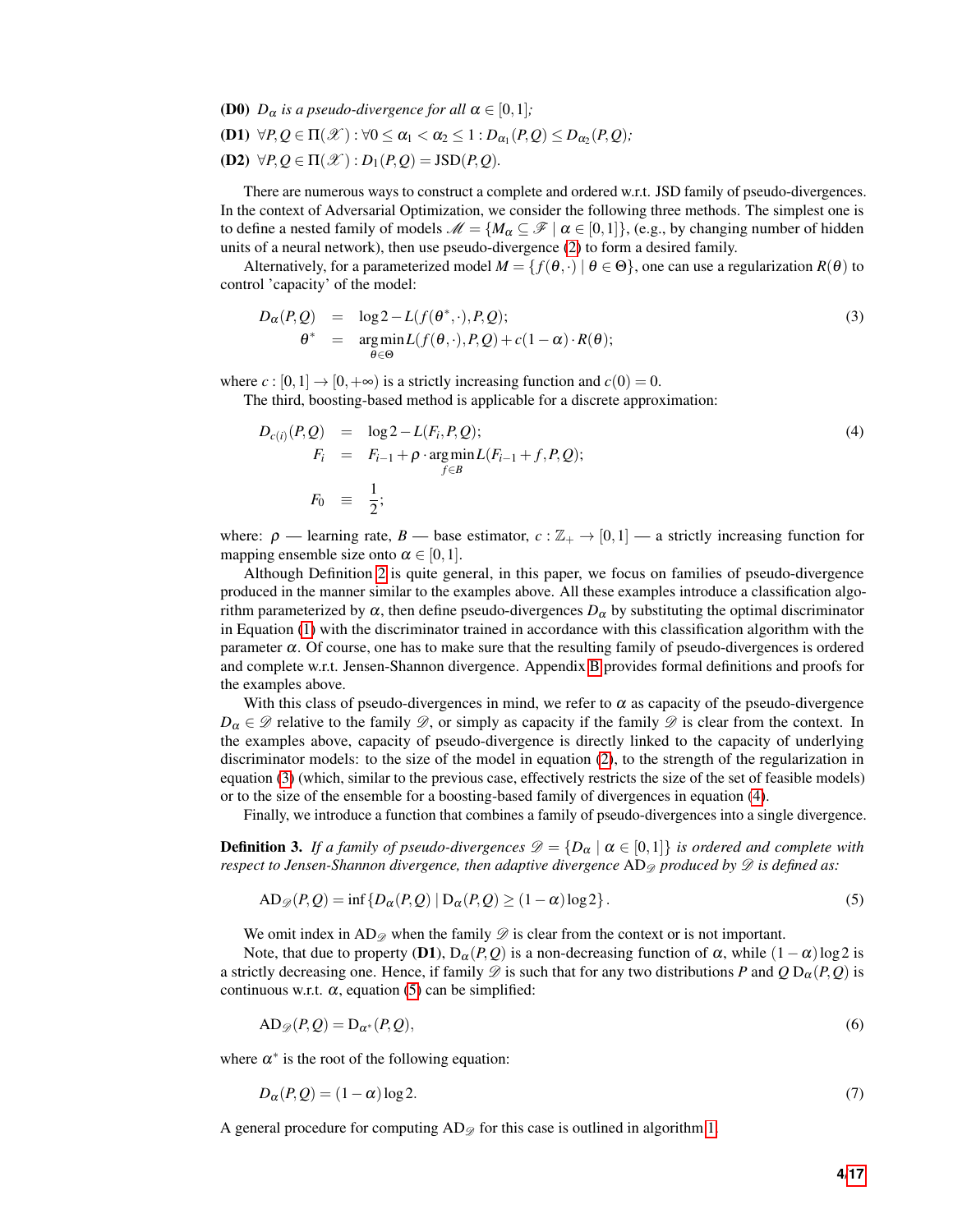**(D0)** *$D_\alpha$ is a pseudo-divergence for all $\alpha \in [0,1]$;*

**(D1)** $\forall P, Q \in \Pi(\mathscr{X}) : \forall 0 \leq \alpha_1 < \alpha_2 \leq 1 : D_{\alpha_1}(P,Q) \leq D_{\alpha_2}(P,Q)$*;*

**(D2)** $\forall P, Q \in \Pi(\mathscr{X}) : D_1(P,Q) = \mathrm{JSD}(P,Q)$.

There are numerous ways to construct a complete and ordered w.r.t. JSD family of pseudo-divergences. In the context of Adversarial Optimization, we consider the following three methods. The simplest one is to define a nested family of models $\mathscr{M} = \{M_\alpha \subseteq \mathscr{F} \mid \alpha \in [0,1]\}$, (e.g., by changing number of hidden units of a neural network), then use pseudo-divergence (2) to form a desired family.

Alternatively, for a parameterized model $M = \{f(\theta, \cdot) \mid \theta \in \Theta\}$, one can use a regularization $R(\theta)$ to control 'capacity' of the model:

$$
\begin{aligned}
D_\alpha(P,Q) &= \log 2 - L(f(\theta^*, \cdot), P, Q); \\
\theta^* &= \operatorname*{arg\,min}_{\theta \in \Theta} L(f(\theta, \cdot), P, Q) + c(1-\alpha) \cdot R(\theta);
\end{aligned}
\tag{3}
$$

where $c : [0,1] \to [0, +\infty)$ is a strictly increasing function and $c(0) = 0$.

The third, boosting-based method is applicable for a discrete approximation:

$$
\begin{aligned}
D_{c(i)}(P,Q) &= \log 2 - L(F_i, P, Q); \\
F_i &= F_{i-1} + \rho \cdot \operatorname*{arg\,min}_{f \in B} L(F_{i-1} + f, P, Q); \\
F_0 &\equiv \frac{1}{2};
\end{aligned}
\tag{4}
$$

where: $\rho$ — learning rate, $B$ — base estimator, $c : \mathbb{Z}_+ \to [0,1]$ — a strictly increasing function for mapping ensemble size onto $\alpha \in [0,1]$.

Although Definition 2 is quite general, in this paper, we focus on families of pseudo-divergence produced in the manner similar to the examples above. All these examples introduce a classification algorithm parameterized by $\alpha$, then define pseudo-divergences $D_\alpha$ by substituting the optimal discriminator in Equation (1) with the discriminator trained in accordance with this classification algorithm with the parameter $\alpha$. Of course, one has to make sure that the resulting family of pseudo-divergences is ordered and complete w.r.t. Jensen-Shannon divergence. Appendix B provides formal definitions and proofs for the examples above.

With this class of pseudo-divergences in mind, we refer to $\alpha$ as capacity of the pseudo-divergence $D_\alpha \in \mathscr{D}$ relative to the family $\mathscr{D}$, or simply as capacity if the family $\mathscr{D}$ is clear from the context. In the examples above, capacity of pseudo-divergence is directly linked to the capacity of underlying discriminator models: to the size of the model in equation (2), to the strength of the regularization in equation (3) (which, similar to the previous case, effectively restricts the size of the set of feasible models) or to the size of the ensemble for a boosting-based family of divergences in equation (4).

Finally, we introduce a function that combines a family of pseudo-divergences into a single divergence.

**Definition 3.** *If a family of pseudo-divergences $\mathscr{D} = \{D_\alpha \mid \alpha \in [0,1]\}$ is ordered and complete with respect to Jensen-Shannon divergence, then adaptive divergence $\mathrm{AD}_\mathscr{D}$ produced by $\mathscr{D}$ is defined as:*

$$
\mathrm{AD}_\mathscr{D}(P,Q) = \inf\left\{D_\alpha(P,Q) \mid \mathrm{D}_\alpha(P,Q) \geq (1-\alpha)\log 2\right\}. \tag{5}
$$

We omit index in $\mathrm{AD}_\mathscr{D}$ when the family $\mathscr{D}$ is clear from the context or is not important.

Note, that due to property **(D1)**, $\mathrm{D}_\alpha(P,Q)$ is a non-decreasing function of $\alpha$, while $(1-\alpha)\log 2$ is a strictly decreasing one. Hence, if family $\mathscr{D}$ is such that for any two distributions $P$ and $Q$ $\mathrm{D}_\alpha(P,Q)$ is continuous w.r.t. $\alpha$, equation (5) can be simplified:

$$
\mathrm{AD}_\mathscr{D}(P,Q) = \mathrm{D}_{\alpha^*}(P,Q), \tag{6}
$$

where $\alpha^*$ is the root of the following equation:

$$
D_\alpha(P,Q) = (1-\alpha)\log 2. \tag{7}
$$

A general procedure for computing $\mathrm{AD}_\mathscr{D}$ for this case is outlined in algorithm 1.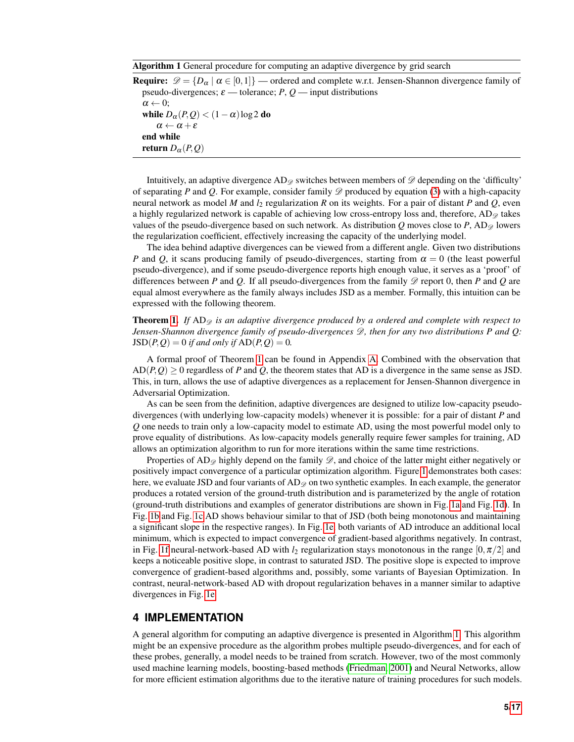**Algorithm 1** General procedure for computing an adaptive divergence by grid search

```
Require: 𝒟 = {D_α | α ∈ [0,1]} — ordered and complete w.r.t. Jensen-Shannon divergence family of
    pseudo-divergences; ε — tolerance; P, Q — input distributions
  α ← 0;
  while D_α(P,Q) < (1 − α) log 2 do
      α ← α + ε
  end while
  return D_α(P,Q)
```

Intuitively, an adaptive divergence $\mathrm{AD}_{\mathscr{D}}$ switches between members of $\mathscr{D}$ depending on the 'difficulty' of separating $P$ and $Q$. For example, consider family $\mathscr{D}$ produced by equation (3) with a high-capacity neural network as model $M$ and $l_2$ regularization $R$ on its weights. For a pair of distant $P$ and $Q$, even a highly regularized network is capable of achieving low cross-entropy loss and, therefore, $\mathrm{AD}_{\mathscr{D}}$ takes values of the pseudo-divergence based on such network. As distribution $Q$ moves close to $P$, $\mathrm{AD}_{\mathscr{D}}$ lowers the regularization coefficient, effectively increasing the capacity of the underlying model.

The idea behind adaptive divergences can be viewed from a different angle. Given two distributions $P$ and $Q$, it scans producing family of pseudo-divergences, starting from $\alpha = 0$ (the least powerful pseudo-divergence), and if some pseudo-divergence reports high enough value, it serves as a 'proof' of differences between $P$ and $Q$. If all pseudo-divergences from the family $\mathscr{D}$ report 0, then $P$ and $Q$ are equal almost everywhere as the family always includes JSD as a member. Formally, this intuition can be expressed with the following theorem.

**Theorem 1.** *If $\mathrm{AD}_{\mathscr{D}}$ is an adaptive divergence produced by a ordered and complete with respect to Jensen-Shannon divergence family of pseudo-divergences $\mathscr{D}$, then for any two distributions $P$ and $Q$: $\mathrm{JSD}(P,Q) = 0$ if and only if $\mathrm{AD}(P,Q) = 0$.*

A formal proof of Theorem 1 can be found in Appendix A. Combined with the observation that $\mathrm{AD}(P,Q) \geq 0$ regardless of $P$ and $Q$, the theorem states that AD is a divergence in the same sense as JSD. This, in turn, allows the use of adaptive divergences as a replacement for Jensen-Shannon divergence in Adversarial Optimization.

As can be seen from the definition, adaptive divergences are designed to utilize low-capacity pseudo-divergences (with underlying low-capacity models) whenever it is possible: for a pair of distant $P$ and $Q$ one needs to train only a low-capacity model to estimate AD, using the most powerful model only to prove equality of distributions. As low-capacity models generally require fewer samples for training, AD allows an optimization algorithm to run for more iterations within the same time restrictions.

Properties of $\mathrm{AD}_{\mathscr{D}}$ highly depend on the family $\mathscr{D}$, and choice of the latter might either negatively or positively impact convergence of a particular optimization algorithm. Figure 1 demonstrates both cases: here, we evaluate JSD and four variants of $\mathrm{AD}_{\mathscr{D}}$ on two synthetic examples. In each example, the generator produces a rotated version of the ground-truth distribution and is parameterized by the angle of rotation (ground-truth distributions and examples of generator distributions are shown in Fig. 1a and Fig. 1d). In Fig. 1b and Fig. 1c AD shows behaviour similar to that of JSD (both being monotonous and maintaining a significant slope in the respective ranges). In Fig. 1e, both variants of AD introduce an additional local minimum, which is expected to impact convergence of gradient-based algorithms negatively. In contrast, in Fig. 1f neural-network-based AD with $l_2$ regularization stays monotonous in the range $[0, \pi/2]$ and keeps a noticeable positive slope, in contrast to saturated JSD. The positive slope is expected to improve convergence of gradient-based algorithms and, possibly, some variants of Bayesian Optimization. In contrast, neural-network-based AD with dropout regularization behaves in a manner similar to adaptive divergences in Fig. 1e.

## 4 IMPLEMENTATION

A general algorithm for computing an adaptive divergence is presented in Algorithm 1. This algorithm might be an expensive procedure as the algorithm probes multiple pseudo-divergences, and for each of these probes, generally, a model needs to be trained from scratch. However, two of the most commonly used machine learning models, boosting-based methods (Friedman, 2001) and Neural Networks, allow for more efficient estimation algorithms due to the iterative nature of training procedures for such models.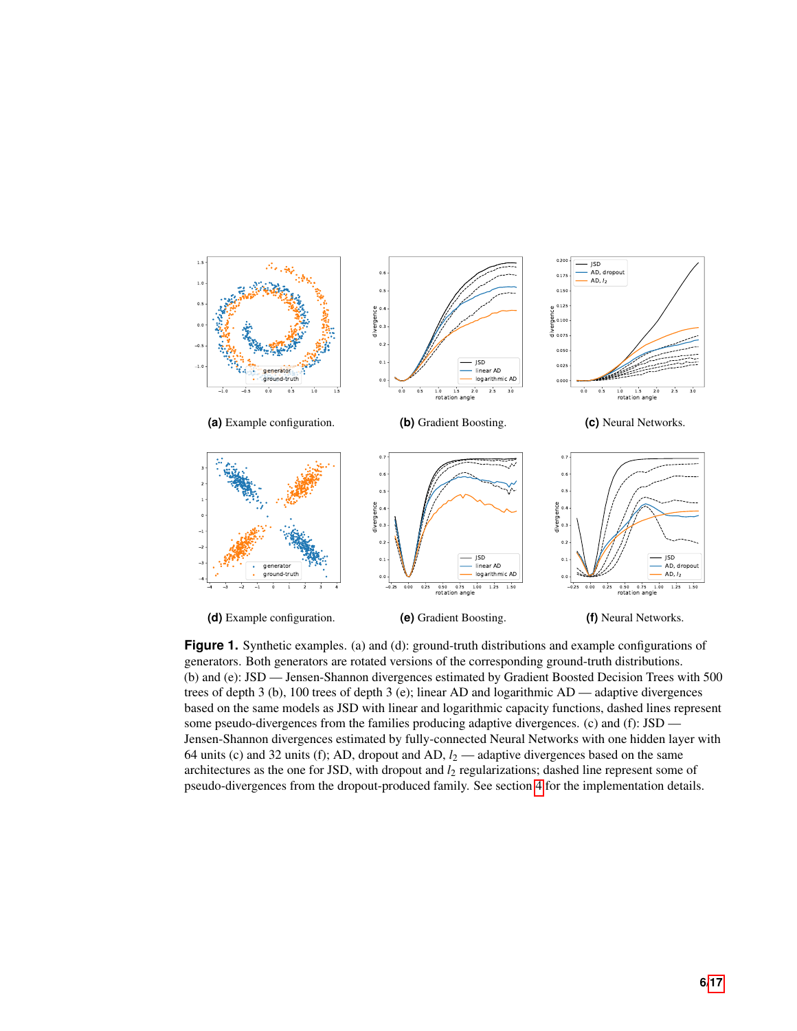(a) Example configuration.

(b) Gradient Boosting.

(c) Neural Networks.

(d) Example configuration.

(e) Gradient Boosting.

(f) Neural Networks.

**Figure 1.** Synthetic examples. (a) and (d): ground-truth distributions and example configurations of generators. Both generators are rotated versions of the corresponding ground-truth distributions. (b) and (e): JSD — Jensen-Shannon divergences estimated by Gradient Boosted Decision Trees with 500 trees of depth 3 (b), 100 trees of depth 3 (e); linear AD and logarithmic AD — adaptive divergences based on the same models as JSD with linear and logarithmic capacity functions, dashed lines represent some pseudo-divergences from the families producing adaptive divergences. (c) and (f): JSD — Jensen-Shannon divergences estimated by fully-connected Neural Networks with one hidden layer with 64 units (c) and 32 units (f); AD, dropout and AD, $l_2$ — adaptive divergences based on the same architectures as the one for JSD, with dropout and $l_2$ regularizations; dashed line represent some of pseudo-divergences from the dropout-produced family. See section 4 for the implementation details.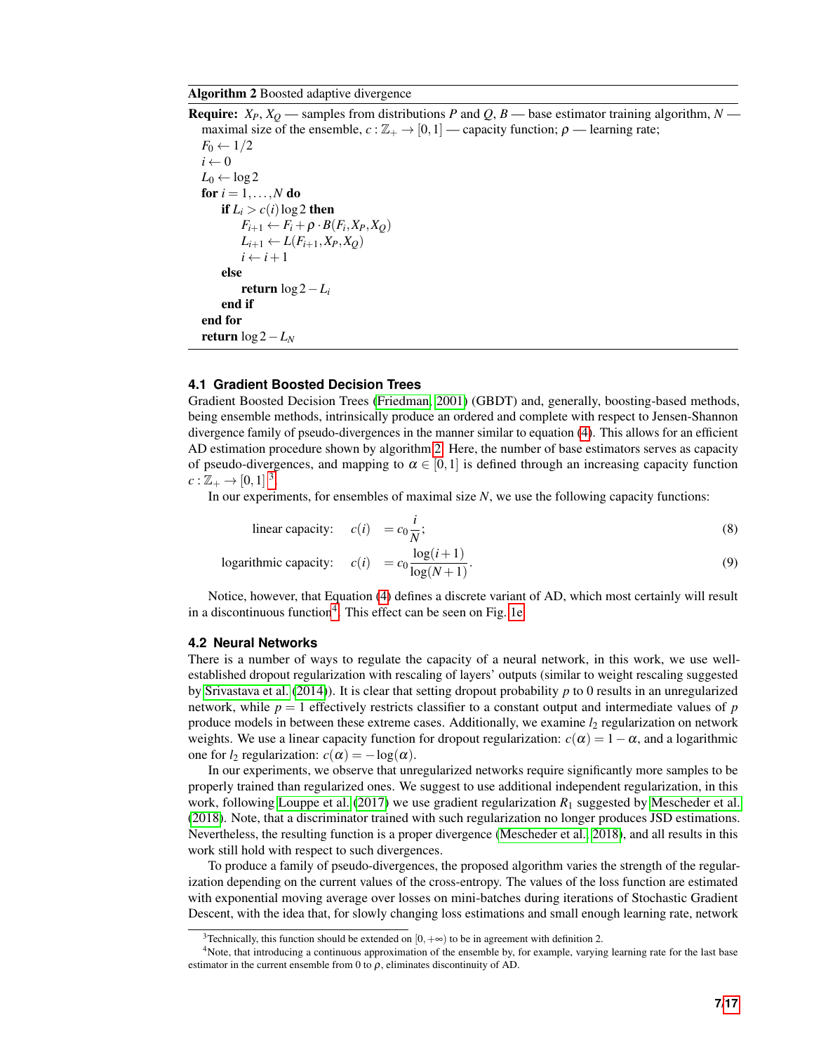**Algorithm 2** Boosted adaptive divergence

**Require:** $X_P$, $X_Q$ — samples from distributions $P$ and $Q$, $B$ — base estimator training algorithm, $N$ — maximal size of the ensemble, $c : \mathbb{Z}_+ \to [0,1]$ — capacity function; $\rho$ — learning rate;

```
F_0 ← 1/2
i ← 0
L_0 ← log 2
for i = 1, ..., N do
    if L_i > c(i) log 2 then
        F_{i+1} ← F_i + ρ · B(F_i, X_P, X_Q)
        L_{i+1} ← L(F_{i+1}, X_P, X_Q)
        i ← i + 1
    else
        return log 2 − L_i
    end if
end for
return log 2 − L_N
```

### 4.1 Gradient Boosted Decision Trees

Gradient Boosted Decision Trees (Friedman, 2001) (GBDT) and, generally, boosting-based methods, being ensemble methods, intrinsically produce an ordered and complete with respect to Jensen-Shannon divergence family of pseudo-divergences in the manner similar to equation (4). This allows for an efficient AD estimation procedure shown by algorithm 2. Here, the number of base estimators serves as capacity of pseudo-divergences, and mapping to $\alpha \in [0,1]$ is defined through an increasing capacity function $c : \mathbb{Z}_+ \to [0,1]$ [3].

In our experiments, for ensembles of maximal size $N$, we use the following capacity functions:

$$\text{linear capacity:} \quad c(i) = c_0 \frac{i}{N}; \tag{8}$$

$$\text{logarithmic capacity:} \quad c(i) = c_0 \frac{\log(i+1)}{\log(N+1)}. \tag{9}$$

Notice, however, that Equation (4) defines a discrete variant of AD, which most certainly will result in a discontinuous function[4]. This effect can be seen on Fig. 1e.

### 4.2 Neural Networks

There is a number of ways to regulate the capacity of a neural network, in this work, we use well-established dropout regularization with rescaling of layers' outputs (similar to weight rescaling suggested by Srivastava et al. (2014)). It is clear that setting dropout probability $p$ to 0 results in an unregularized network, while $p = 1$ effectively restricts classifier to a constant output and intermediate values of $p$ produce models in between these extreme cases. Additionally, we examine $l_2$ regularization on network weights. We use a linear capacity function for dropout regularization: $c(\alpha) = 1 - \alpha$, and a logarithmic one for $l_2$ regularization: $c(\alpha) = -\log(\alpha)$.

In our experiments, we observe that unregularized networks require significantly more samples to be properly trained than regularized ones. We suggest to use additional independent regularization, in this work, following Louppe et al. (2017) we use gradient regularization $R_1$ suggested by Mescheder et al. (2018). Note, that a discriminator trained with such regularization no longer produces JSD estimations. Nevertheless, the resulting function is a proper divergence (Mescheder et al., 2018), and all results in this work still hold with respect to such divergences.

To produce a family of pseudo-divergences, the proposed algorithm varies the strength of the regularization depending on the current values of the cross-entropy. The values of the loss function are estimated with exponential moving average over losses on mini-batches during iterations of Stochastic Gradient Descent, with the idea that, for slowly changing loss estimations and small enough learning rate, network

---

[3] Technically, this function should be extended on $[0, +\infty)$ to be in agreement with definition 2.

[4] Note, that introducing a continuous approximation of the ensemble by, for example, varying learning rate for the last base estimator in the current ensemble from 0 to $\rho$, eliminates discontinuity of AD.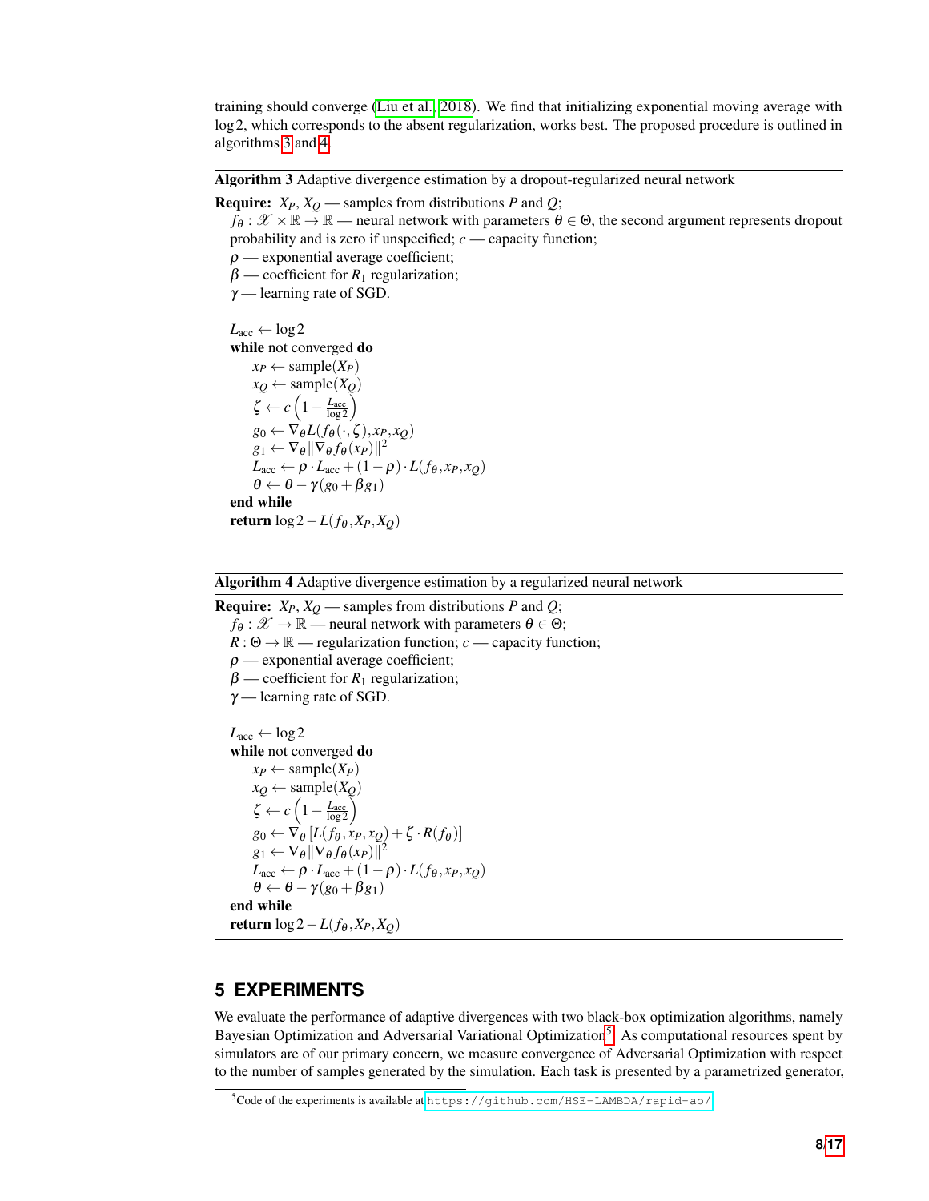training should converge (Liu et al., 2018). We find that initializing exponential moving average with $\log 2$, which corresponds to the absent regularization, works best. The proposed procedure is outlined in algorithms 3 and 4.

---

**Algorithm 3** Adaptive divergence estimation by a dropout-regularized neural network

---

**Require:** $X_P$, $X_Q$ — samples from distributions $P$ and $Q$;
$f_\theta : \mathscr{X} \times \mathbb{R} \to \mathbb{R}$ — neural network with parameters $\theta \in \Theta$, the second argument represents dropout probability and is zero if unspecified; $c$ — capacity function;
$\rho$ — exponential average coefficient;
$\beta$ — coefficient for $R_1$ regularization;
$\gamma$ — learning rate of SGD.

$L_{\text{acc}} \leftarrow \log 2$
**while** not converged **do**
  $x_P \leftarrow \text{sample}(X_P)$
  $x_Q \leftarrow \text{sample}(X_Q)$
  $\zeta \leftarrow c\left(1 - \frac{L_{\text{acc}}}{\log 2}\right)$
  $g_0 \leftarrow \nabla_\theta L(f_\theta(\cdot, \zeta), x_P, x_Q)$
  $g_1 \leftarrow \nabla_\theta \|\nabla_\theta f_\theta(x_P)\|^2$
  $L_{\text{acc}} \leftarrow \rho \cdot L_{\text{acc}} + (1 - \rho) \cdot L(f_\theta, x_P, x_Q)$
  $\theta \leftarrow \theta - \gamma(g_0 + \beta g_1)$
**end while**
**return** $\log 2 - L(f_\theta, X_P, X_Q)$

---

**Algorithm 4** Adaptive divergence estimation by a regularized neural network

---

**Require:** $X_P$, $X_Q$ — samples from distributions $P$ and $Q$;
$f_\theta : \mathscr{X} \to \mathbb{R}$ — neural network with parameters $\theta \in \Theta$;
$R : \Theta \to \mathbb{R}$ — regularization function; $c$ — capacity function;
$\rho$ — exponential average coefficient;
$\beta$ — coefficient for $R_1$ regularization;
$\gamma$ — learning rate of SGD.

$L_{\text{acc}} \leftarrow \log 2$
**while** not converged **do**
  $x_P \leftarrow \text{sample}(X_P)$
  $x_Q \leftarrow \text{sample}(X_Q)$
  $\zeta \leftarrow c\left(1 - \frac{L_{\text{acc}}}{\log 2}\right)$
  $g_0 \leftarrow \nabla_\theta \left[L(f_\theta, x_P, x_Q) + \zeta \cdot R(f_\theta)\right]$
  $g_1 \leftarrow \nabla_\theta \|\nabla_\theta f_\theta(x_P)\|^2$
  $L_{\text{acc}} \leftarrow \rho \cdot L_{\text{acc}} + (1 - \rho) \cdot L(f_\theta, x_P, x_Q)$
  $\theta \leftarrow \theta - \gamma(g_0 + \beta g_1)$
**end while**
**return** $\log 2 - L(f_\theta, X_P, X_Q)$

---

## 5 EXPERIMENTS

We evaluate the performance of adaptive divergences with two black-box optimization algorithms, namely Bayesian Optimization and Adversarial Variational Optimization[5]. As computational resources spent by simulators are of our primary concern, we measure convergence of Adversarial Optimization with respect to the number of samples generated by the simulation. Each task is presented by a parametrized generator,

[5] Code of the experiments is available at https://github.com/HSE-LAMBDA/rapid-ao/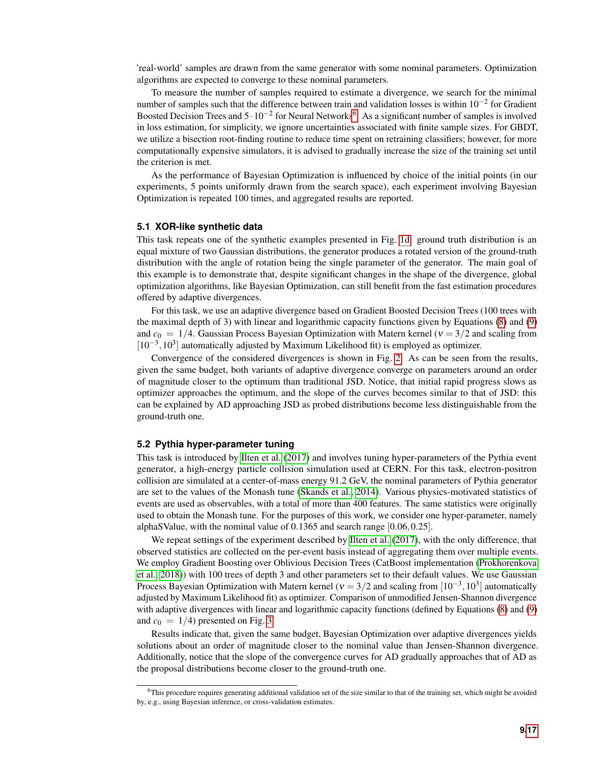'real-world' samples are drawn from the same generator with some nominal parameters. Optimization algorithms are expected to converge to these nominal parameters.

To measure the number of samples required to estimate a divergence, we search for the minimal number of samples such that the difference between train and validation losses is within $10^{-2}$ for Gradient Boosted Decision Trees and $5 \cdot 10^{-2}$ for Neural Networks[6]. As a significant number of samples is involved in loss estimation, for simplicity, we ignore uncertainties associated with finite sample sizes. For GBDT, we utilize a bisection root-finding routine to reduce time spent on retraining classifiers; however, for more computationally expensive simulators, it is advised to gradually increase the size of the training set until the criterion is met.

As the performance of Bayesian Optimization is influenced by choice of the initial points (in our experiments, 5 points uniformly drawn from the search space), each experiment involving Bayesian Optimization is repeated 100 times, and aggregated results are reported.

### 5.1 XOR-like synthetic data

This task repeats one of the synthetic examples presented in Fig. 1d: ground truth distribution is an equal mixture of two Gaussian distributions, the generator produces a rotated version of the ground-truth distribution with the angle of rotation being the single parameter of the generator. The main goal of this example is to demonstrate that, despite significant changes in the shape of the divergence, global optimization algorithms, like Bayesian Optimization, can still benefit from the fast estimation procedures offered by adaptive divergences.

For this task, we use an adaptive divergence based on Gradient Boosted Decision Trees (100 trees with the maximal depth of 3) with linear and logarithmic capacity functions given by Equations (8) and (9) and $c_0 = 1/4$. Gaussian Process Bayesian Optimization with Matern kernel ($\nu = 3/2$ and scaling from $[10^{-3}, 10^3]$ automatically adjusted by Maximum Likelihood fit) is employed as optimizer.

Convergence of the considered divergences is shown in Fig. 2. As can be seen from the results, given the same budget, both variants of adaptive divergence converge on parameters around an order of magnitude closer to the optimum than traditional JSD. Notice, that initial rapid progress slows as optimizer approaches the optimum, and the slope of the curves becomes similar to that of JSD: this can be explained by AD approaching JSD as probed distributions become less distinguishable from the ground-truth one.

### 5.2 Pythia hyper-parameter tuning

This task is introduced by Ilten et al. (2017) and involves tuning hyper-parameters of the Pythia event generator, a high-energy particle collision simulation used at CERN. For this task, electron-positron collision are simulated at a center-of-mass energy 91.2 GeV, the nominal parameters of Pythia generator are set to the values of the Monash tune (Skands et al., 2014). Various physics-motivated statistics of events are used as observables, with a total of more than 400 features. The same statistics were originally used to obtain the Monash tune. For the purposes of this work, we consider one hyper-parameter, namely alphaSValue, with the nominal value of 0.1365 and search range $[0.06, 0.25]$.

We repeat settings of the experiment described by Ilten et al. (2017), with the only difference, that observed statistics are collected on the per-event basis instead of aggregating them over multiple events. We employ Gradient Boosting over Oblivious Decision Trees (CatBoost implementation (Prokhorenkova et al., 2018)) with 100 trees of depth 3 and other parameters set to their default values. We use Gaussian Process Bayesian Optimization with Matern kernel ($\nu = 3/2$ and scaling from $[10^{-3}, 10^3]$ automatically adjusted by Maximum Likelihood fit) as optimizer. Comparison of unmodified Jensen-Shannon divergence with adaptive divergences with linear and logarithmic capacity functions (defined by Equations (8) and (9) and $c_0 = 1/4$) presented on Fig. 3.

Results indicate that, given the same budget, Bayesian Optimization over adaptive divergences yields solutions about an order of magnitude closer to the nominal value than Jensen-Shannon divergence. Additionally, notice that the slope of the convergence curves for AD gradually approaches that of AD as the proposal distributions become closer to the ground-truth one.

[6] This procedure requires generating additional validation set of the size similar to that of the training set, which might be avoided by, e.g., using Bayesian inference, or cross-validation estimates.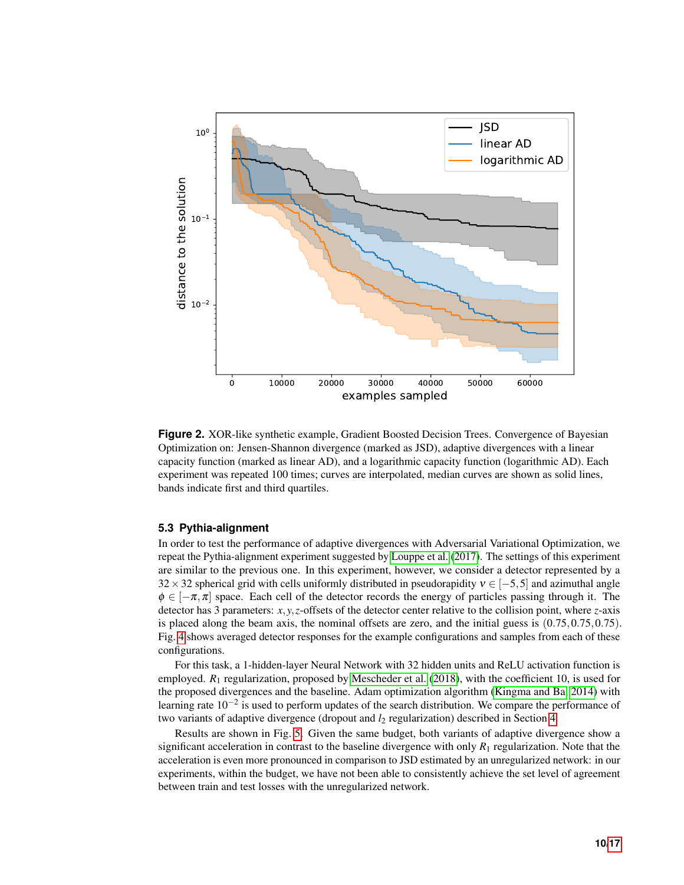**Figure 2.** XOR-like synthetic example, Gradient Boosted Decision Trees. Convergence of Bayesian Optimization on: Jensen-Shannon divergence (marked as JSD), adaptive divergences with a linear capacity function (marked as linear AD), and a logarithmic capacity function (logarithmic AD). Each experiment was repeated 100 times; curves are interpolated, median curves are shown as solid lines, bands indicate first and third quartiles.

### 5.3 Pythia-alignment

In order to test the performance of adaptive divergences with Adversarial Variational Optimization, we repeat the Pythia-alignment experiment suggested by Louppe et al. (2017). The settings of this experiment are similar to the previous one. In this experiment, however, we consider a detector represented by a $32 \times 32$ spherical grid with cells uniformly distributed in pseudorapidity $\nu \in [-5, 5]$ and azimuthal angle $\phi \in [-\pi, \pi]$ space. Each cell of the detector records the energy of particles passing through it. The detector has 3 parameters: $x, y, z$-offsets of the detector center relative to the collision point, where $z$-axis is placed along the beam axis, the nominal offsets are zero, and the initial guess is $(0.75, 0.75, 0.75)$. Fig. 4 shows averaged detector responses for the example configurations and samples from each of these configurations.

For this task, a 1-hidden-layer Neural Network with 32 hidden units and ReLU activation function is employed. $R_1$ regularization, proposed by Mescheder et al. (2018), with the coefficient 10, is used for the proposed divergences and the baseline. Adam optimization algorithm (Kingma and Ba, 2014) with learning rate $10^{-2}$ is used to perform updates of the search distribution. We compare the performance of two variants of adaptive divergence (dropout and $l_2$ regularization) described in Section 4.

Results are shown in Fig. 5. Given the same budget, both variants of adaptive divergence show a significant acceleration in contrast to the baseline divergence with only $R_1$ regularization. Note that the acceleration is even more pronounced in comparison to JSD estimated by an unregularized network: in our experiments, within the budget, we have not been able to consistently achieve the set level of agreement between train and test losses with the unregularized network.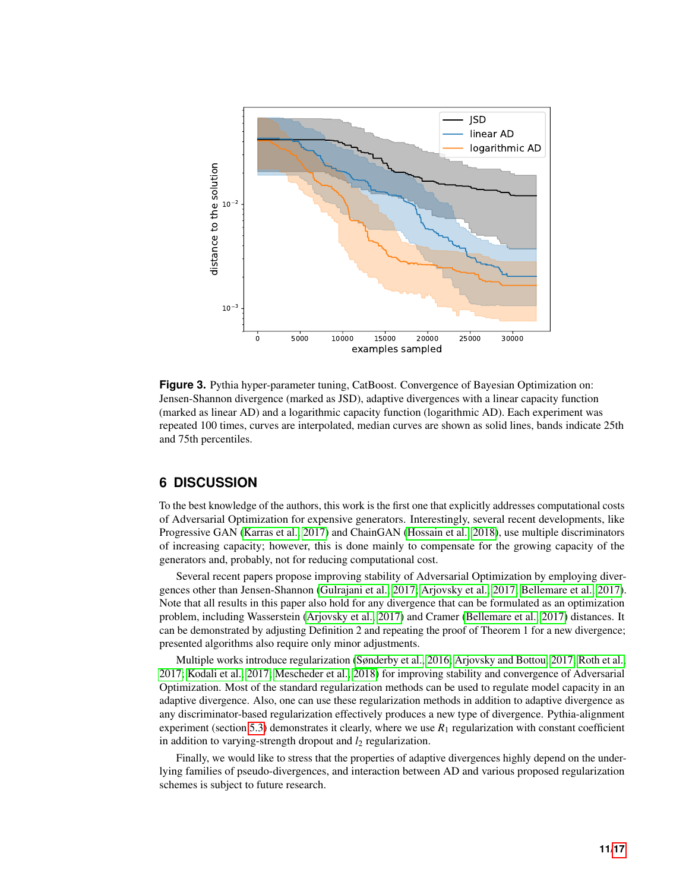**Figure 3.** Pythia hyper-parameter tuning, CatBoost. Convergence of Bayesian Optimization on: Jensen-Shannon divergence (marked as JSD), adaptive divergences with a linear capacity function (marked as linear AD) and a logarithmic capacity function (logarithmic AD). Each experiment was repeated 100 times, curves are interpolated, median curves are shown as solid lines, bands indicate 25th and 75th percentiles.

## 6 DISCUSSION

To the best knowledge of the authors, this work is the first one that explicitly addresses computational costs of Adversarial Optimization for expensive generators. Interestingly, several recent developments, like Progressive GAN (Karras et al., 2017) and ChainGAN (Hossain et al., 2018), use multiple discriminators of increasing capacity; however, this is done mainly to compensate for the growing capacity of the generators and, probably, not for reducing computational cost.

Several recent papers propose improving stability of Adversarial Optimization by employing divergences other than Jensen-Shannon (Gulrajani et al., 2017; Arjovsky et al., 2017; Bellemare et al., 2017). Note that all results in this paper also hold for any divergence that can be formulated as an optimization problem, including Wasserstein (Arjovsky et al., 2017) and Cramer (Bellemare et al., 2017) distances. It can be demonstrated by adjusting Definition 2 and repeating the proof of Theorem 1 for a new divergence; presented algorithms also require only minor adjustments.

Multiple works introduce regularization (Sønderby et al., 2016; Arjovsky and Bottou, 2017; Roth et al., 2017; Kodali et al., 2017; Mescheder et al., 2018) for improving stability and convergence of Adversarial Optimization. Most of the standard regularization methods can be used to regulate model capacity in an adaptive divergence. Also, one can use these regularization methods in addition to adaptive divergence as any discriminator-based regularization effectively produces a new type of divergence. Pythia-alignment experiment (section 5.3) demonstrates it clearly, where we use $R_1$ regularization with constant coefficient in addition to varying-strength dropout and $l_2$ regularization.

Finally, we would like to stress that the properties of adaptive divergences highly depend on the underlying families of pseudo-divergences, and interaction between AD and various proposed regularization schemes is subject to future research.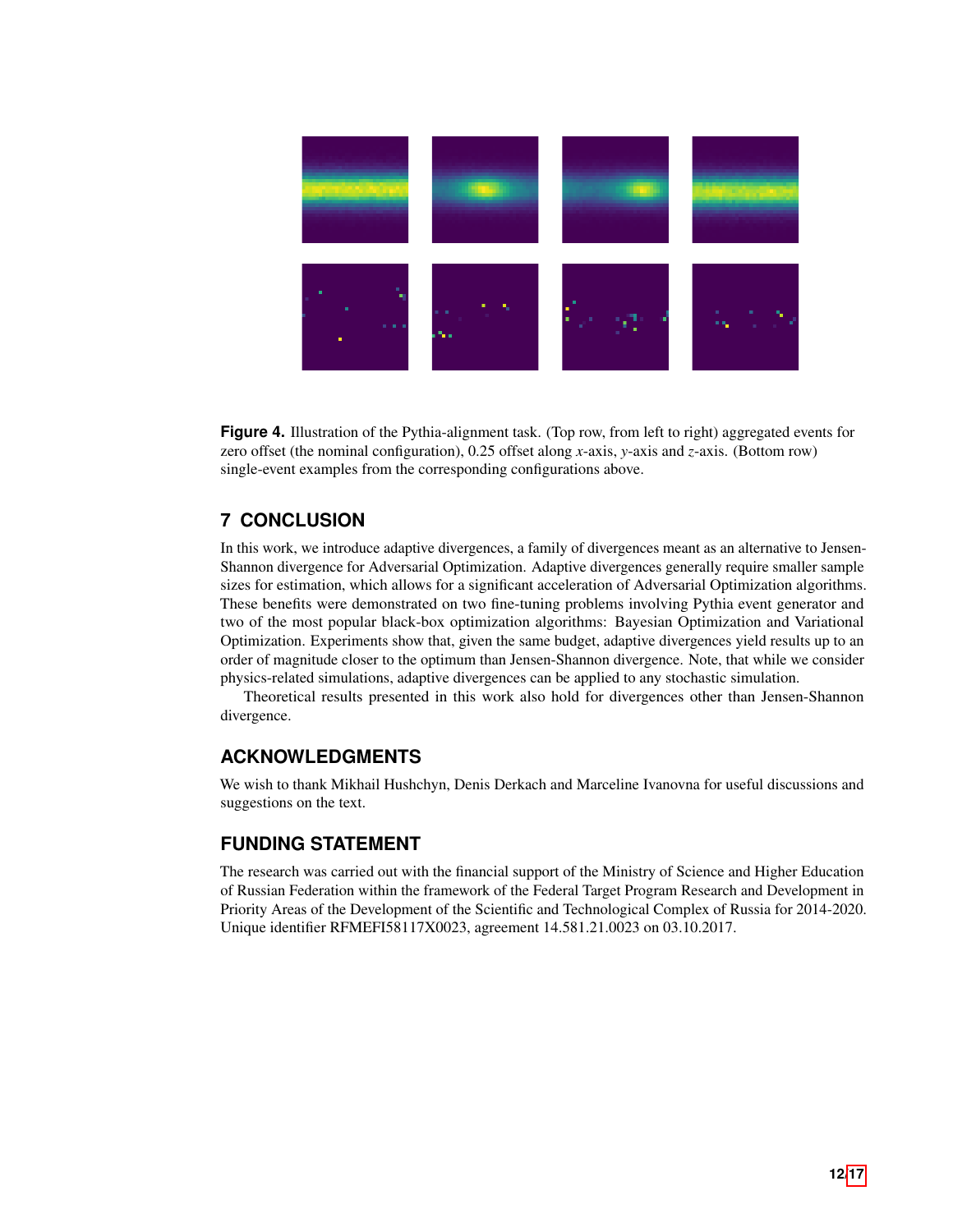**Figure 4.** Illustration of the Pythia-alignment task. (Top row, from left to right) aggregated events for zero offset (the nominal configuration), 0.25 offset along $x$-axis, $y$-axis and $z$-axis. (Bottom row) single-event examples from the corresponding configurations above.

## 7 CONCLUSION

In this work, we introduce adaptive divergences, a family of divergences meant as an alternative to Jensen-Shannon divergence for Adversarial Optimization. Adaptive divergences generally require smaller sample sizes for estimation, which allows for a significant acceleration of Adversarial Optimization algorithms. These benefits were demonstrated on two fine-tuning problems involving Pythia event generator and two of the most popular black-box optimization algorithms: Bayesian Optimization and Variational Optimization. Experiments show that, given the same budget, adaptive divergences yield results up to an order of magnitude closer to the optimum than Jensen-Shannon divergence. Note, that while we consider physics-related simulations, adaptive divergences can be applied to any stochastic simulation.

Theoretical results presented in this work also hold for divergences other than Jensen-Shannon divergence.

## ACKNOWLEDGMENTS

We wish to thank Mikhail Hushchyn, Denis Derkach and Marceline Ivanovna for useful discussions and suggestions on the text.

## FUNDING STATEMENT

The research was carried out with the financial support of the Ministry of Science and Higher Education of Russian Federation within the framework of the Federal Target Program Research and Development in Priority Areas of the Development of the Scientific and Technological Complex of Russia for 2014-2020. Unique identifier RFMEFI58117X0023, agreement 14.581.21.0023 on 03.10.2017.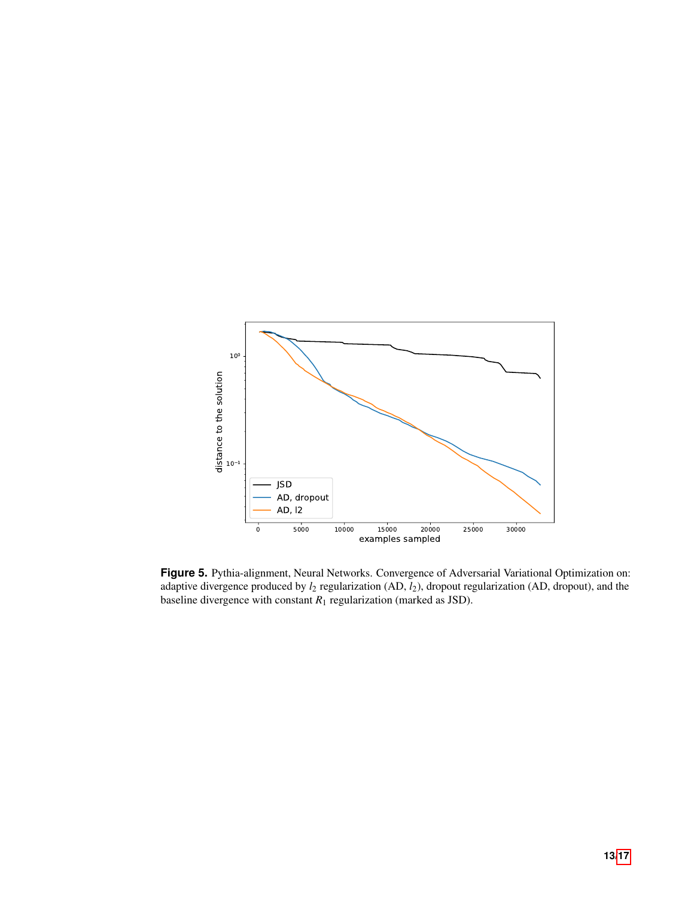**Figure 5.** Pythia-alignment, Neural Networks. Convergence of Adversarial Variational Optimization on: adaptive divergence produced by $l_2$ regularization (AD, $l_2$), dropout regularization (AD, dropout), and the baseline divergence with constant $R_1$ regularization (marked as JSD).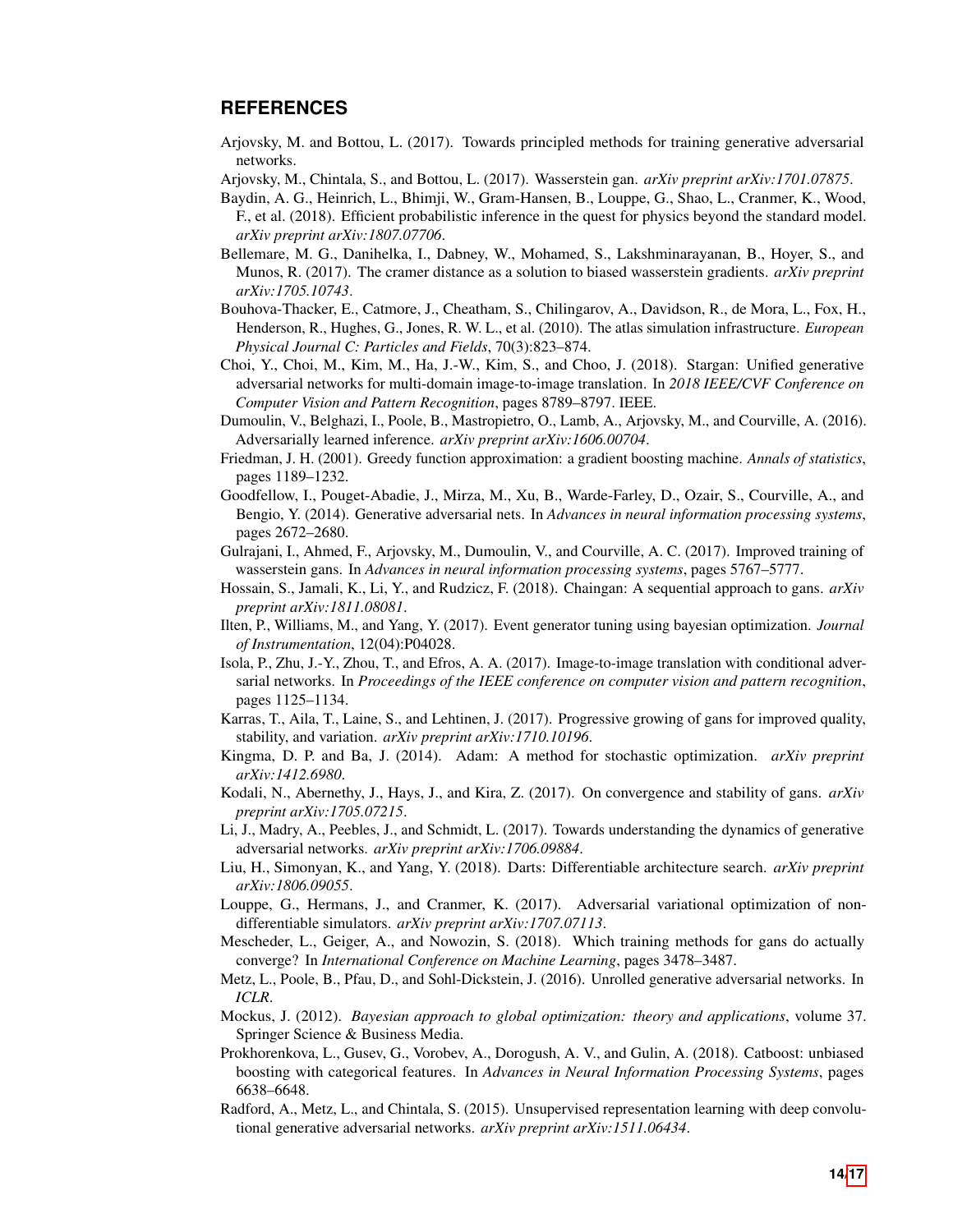## REFERENCES

Arjovsky, M. and Bottou, L. (2017). Towards principled methods for training generative adversarial networks.

Arjovsky, M., Chintala, S., and Bottou, L. (2017). Wasserstein gan. *arXiv preprint arXiv:1701.07875*.

Baydin, A. G., Heinrich, L., Bhimji, W., Gram-Hansen, B., Louppe, G., Shao, L., Cranmer, K., Wood, F., et al. (2018). Efficient probabilistic inference in the quest for physics beyond the standard model. *arXiv preprint arXiv:1807.07706*.

Bellemare, M. G., Danihelka, I., Dabney, W., Mohamed, S., Lakshminarayanan, B., Hoyer, S., and Munos, R. (2017). The cramer distance as a solution to biased wasserstein gradients. *arXiv preprint arXiv:1705.10743*.

Bouhova-Thacker, E., Catmore, J., Cheatham, S., Chilingarov, A., Davidson, R., de Mora, L., Fox, H., Henderson, R., Hughes, G., Jones, R. W. L., et al. (2010). The atlas simulation infrastructure. *European Physical Journal C: Particles and Fields*, 70(3):823–874.

Choi, Y., Choi, M., Kim, M., Ha, J.-W., Kim, S., and Choo, J. (2018). Stargan: Unified generative adversarial networks for multi-domain image-to-image translation. In *2018 IEEE/CVF Conference on Computer Vision and Pattern Recognition*, pages 8789–8797. IEEE.

Dumoulin, V., Belghazi, I., Poole, B., Mastropietro, O., Lamb, A., Arjovsky, M., and Courville, A. (2016). Adversarially learned inference. *arXiv preprint arXiv:1606.00704*.

Friedman, J. H. (2001). Greedy function approximation: a gradient boosting machine. *Annals of statistics*, pages 1189–1232.

Goodfellow, I., Pouget-Abadie, J., Mirza, M., Xu, B., Warde-Farley, D., Ozair, S., Courville, A., and Bengio, Y. (2014). Generative adversarial nets. In *Advances in neural information processing systems*, pages 2672–2680.

Gulrajani, I., Ahmed, F., Arjovsky, M., Dumoulin, V., and Courville, A. C. (2017). Improved training of wasserstein gans. In *Advances in neural information processing systems*, pages 5767–5777.

Hossain, S., Jamali, K., Li, Y., and Rudzicz, F. (2018). Chaingan: A sequential approach to gans. *arXiv preprint arXiv:1811.08081*.

Ilten, P., Williams, M., and Yang, Y. (2017). Event generator tuning using bayesian optimization. *Journal of Instrumentation*, 12(04):P04028.

Isola, P., Zhu, J.-Y., Zhou, T., and Efros, A. A. (2017). Image-to-image translation with conditional adversarial networks. In *Proceedings of the IEEE conference on computer vision and pattern recognition*, pages 1125–1134.

Karras, T., Aila, T., Laine, S., and Lehtinen, J. (2017). Progressive growing of gans for improved quality, stability, and variation. *arXiv preprint arXiv:1710.10196*.

Kingma, D. P. and Ba, J. (2014). Adam: A method for stochastic optimization. *arXiv preprint arXiv:1412.6980*.

Kodali, N., Abernethy, J., Hays, J., and Kira, Z. (2017). On convergence and stability of gans. *arXiv preprint arXiv:1705.07215*.

Li, J., Madry, A., Peebles, J., and Schmidt, L. (2017). Towards understanding the dynamics of generative adversarial networks. *arXiv preprint arXiv:1706.09884*.

Liu, H., Simonyan, K., and Yang, Y. (2018). Darts: Differentiable architecture search. *arXiv preprint arXiv:1806.09055*.

Louppe, G., Hermans, J., and Cranmer, K. (2017). Adversarial variational optimization of non-differentiable simulators. *arXiv preprint arXiv:1707.07113*.

Mescheder, L., Geiger, A., and Nowozin, S. (2018). Which training methods for gans do actually converge? In *International Conference on Machine Learning*, pages 3478–3487.

Metz, L., Poole, B., Pfau, D., and Sohl-Dickstein, J. (2016). Unrolled generative adversarial networks. In *ICLR*.

Mockus, J. (2012). *Bayesian approach to global optimization: theory and applications*, volume 37. Springer Science & Business Media.

Prokhorenkova, L., Gusev, G., Vorobev, A., Dorogush, A. V., and Gulin, A. (2018). Catboost: unbiased boosting with categorical features. In *Advances in Neural Information Processing Systems*, pages 6638–6648.

Radford, A., Metz, L., and Chintala, S. (2015). Unsupervised representation learning with deep convolutional generative adversarial networks. *arXiv preprint arXiv:1511.06434*.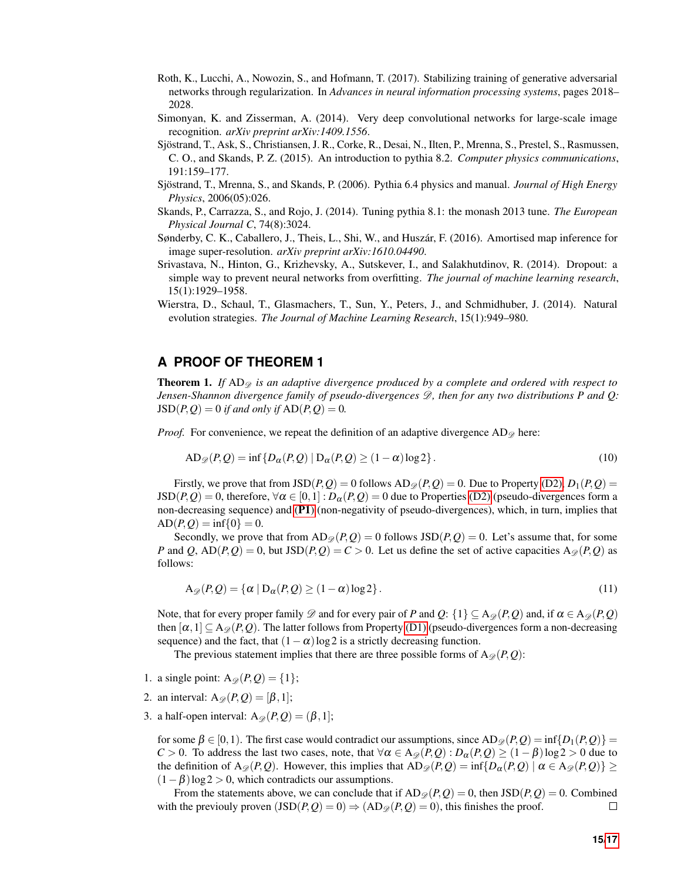Roth, K., Lucchi, A., Nowozin, S., and Hofmann, T. (2017). Stabilizing training of generative adversarial networks through regularization. In *Advances in neural information processing systems*, pages 2018–2028.

Simonyan, K. and Zisserman, A. (2014). Very deep convolutional networks for large-scale image recognition. *arXiv preprint arXiv:1409.1556*.

Sjöstrand, T., Ask, S., Christiansen, J. R., Corke, R., Desai, N., Ilten, P., Mrenna, S., Prestel, S., Rasmussen, C. O., and Skands, P. Z. (2015). An introduction to pythia 8.2. *Computer physics communications*, 191:159–177.

Sjöstrand, T., Mrenna, S., and Skands, P. (2006). Pythia 6.4 physics and manual. *Journal of High Energy Physics*, 2006(05):026.

Skands, P., Carrazza, S., and Rojo, J. (2014). Tuning pythia 8.1: the monash 2013 tune. *The European Physical Journal C*, 74(8):3024.

Sønderby, C. K., Caballero, J., Theis, L., Shi, W., and Huszár, F. (2016). Amortised map inference for image super-resolution. *arXiv preprint arXiv:1610.04490*.

Srivastava, N., Hinton, G., Krizhevsky, A., Sutskever, I., and Salakhutdinov, R. (2014). Dropout: a simple way to prevent neural networks from overfitting. *The journal of machine learning research*, 15(1):1929–1958.

Wierstra, D., Schaul, T., Glasmachers, T., Sun, Y., Peters, J., and Schmidhuber, J. (2014). Natural evolution strategies. *The Journal of Machine Learning Research*, 15(1):949–980.

## A PROOF OF THEOREM 1

**Theorem 1.** *If $\mathrm{AD}_{\mathscr{D}}$ is an adaptive divergence produced by a complete and ordered with respect to Jensen-Shannon divergence family of pseudo-divergences $\mathscr{D}$, then for any two distributions $P$ and $Q$: $\mathrm{JSD}(P,Q) = 0$ if and only if $\mathrm{AD}(P,Q) = 0$.*

*Proof.* For convenience, we repeat the definition of an adaptive divergence $\mathrm{AD}_{\mathscr{D}}$ here:

$$\mathrm{AD}_{\mathscr{D}}(P,Q) = \inf\{D_\alpha(P,Q) \mid \mathrm{D}_\alpha(P,Q) \geq (1-\alpha)\log 2\}. \tag{10}$$

Firstly, we prove that from $\mathrm{JSD}(P,Q) = 0$ follows $\mathrm{AD}_{\mathscr{D}}(P,Q) = 0$. Due to Property (D2), $D_1(P,Q) = \mathrm{JSD}(P,Q) = 0$, therefore, $\forall \alpha \in [0,1] : D_\alpha(P,Q) = 0$ due to Properties (D2) (pseudo-divergences form a non-decreasing sequence) and **(P1)** (non-negativity of pseudo-divergences), which, in turn, implies that $\mathrm{AD}(P,Q) = \inf\{0\} = 0$.

Secondly, we prove that from $\mathrm{AD}_{\mathscr{D}}(P,Q) = 0$ follows $\mathrm{JSD}(P,Q) = 0$. Let's assume that, for some $P$ and $Q$, $\mathrm{AD}(P,Q) = 0$, but $\mathrm{JSD}(P,Q) = C > 0$. Let us define the set of active capacities $\mathrm{A}_{\mathscr{D}}(P,Q)$ as follows:

$$\mathrm{A}_{\mathscr{D}}(P,Q) = \{\alpha \mid \mathrm{D}_\alpha(P,Q) \geq (1-\alpha)\log 2\}. \tag{11}$$

Note, that for every proper family $\mathscr{D}$ and for every pair of $P$ and $Q$: $\{1\} \subseteq \mathrm{A}_{\mathscr{D}}(P,Q)$ and, if $\alpha \in \mathrm{A}_{\mathscr{D}}(P,Q)$ then $[\alpha, 1] \subseteq \mathrm{A}_{\mathscr{D}}(P,Q)$. The latter follows from Property (D1) (pseudo-divergences form a non-decreasing sequence) and the fact, that $(1-\alpha)\log 2$ is a strictly decreasing function.

The previous statement implies that there are three possible forms of $\mathrm{A}_{\mathscr{D}}(P,Q)$:

1. a single point: $\mathrm{A}_{\mathscr{D}}(P,Q) = \{1\}$;
2. an interval: $\mathrm{A}_{\mathscr{D}}(P,Q) = [\beta, 1]$;
3. a half-open interval: $\mathrm{A}_{\mathscr{D}}(P,Q) = (\beta, 1]$;

for some $\beta \in [0,1)$. The first case would contradict our assumptions, since $\mathrm{AD}_{\mathscr{D}}(P,Q) = \inf\{D_1(P,Q)\} = C > 0$. To address the last two cases, note, that $\forall \alpha \in \mathrm{A}_{\mathscr{D}}(P,Q) : D_\alpha(P,Q) \geq (1-\beta)\log 2 > 0$ due to the definition of $\mathrm{A}_{\mathscr{D}}(P,Q)$. However, this implies that $\mathrm{AD}_{\mathscr{D}}(P,Q) = \inf\{D_\alpha(P,Q) \mid \alpha \in \mathrm{A}_{\mathscr{D}}(P,Q)\} \geq (1-\beta)\log 2 > 0$, which contradicts our assumptions.

From the statements above, we can conclude that if $\mathrm{AD}_{\mathscr{D}}(P,Q) = 0$, then $\mathrm{JSD}(P,Q) = 0$. Combined with the previouly proven $(\mathrm{JSD}(P,Q) = 0) \Rightarrow (\mathrm{AD}_{\mathscr{D}}(P,Q) = 0)$, this finishes the proof. ∎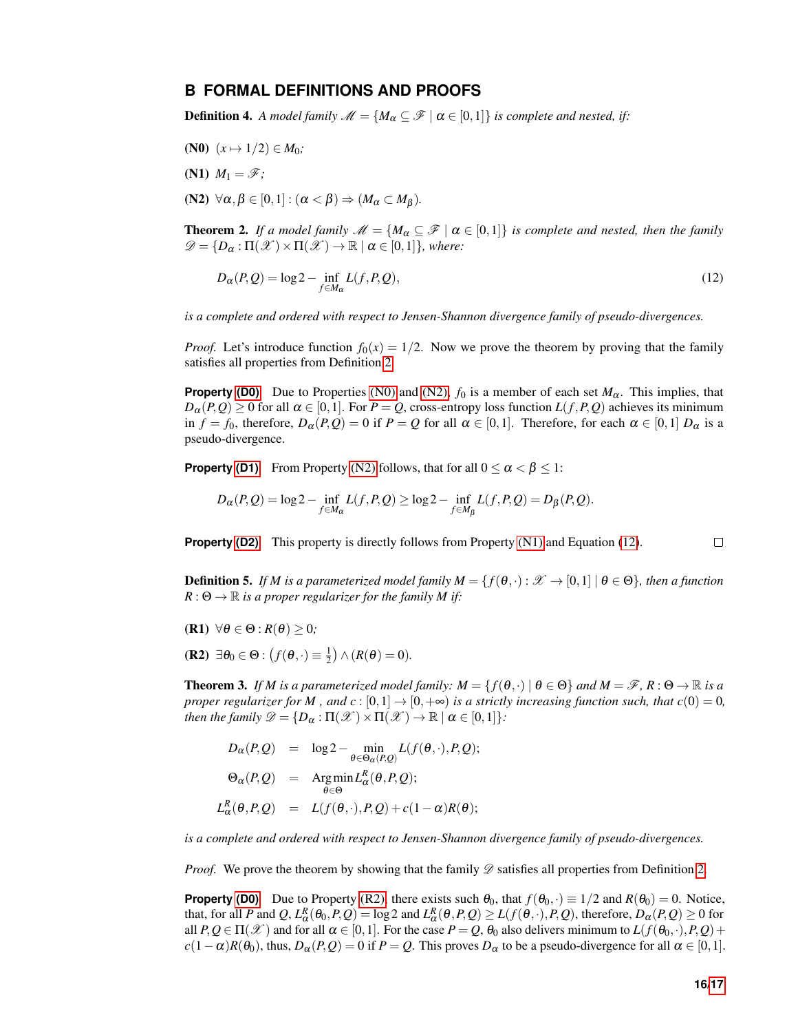## B FORMAL DEFINITIONS AND PROOFS

**Definition 4.** *A model family $\mathscr{M} = \{M_\alpha \subseteq \mathscr{F} \mid \alpha \in [0,1]\}$ is complete and nested, if:*

**(N0)** $(x \mapsto 1/2) \in M_0$*;*

**(N1)** $M_1 = \mathscr{F}$*;*

**(N2)** $\forall \alpha, \beta \in [0,1] : (\alpha < \beta) \Rightarrow (M_\alpha \subset M_\beta)$.

**Theorem 2.** *If a model family $\mathscr{M} = \{M_\alpha \subseteq \mathscr{F} \mid \alpha \in [0,1]\}$ is complete and nested, then the family $\mathscr{D} = \{D_\alpha : \Pi(\mathscr{X}) \times \Pi(\mathscr{X}) \to \mathbb{R} \mid \alpha \in [0,1]\}$, where:*

$$D_\alpha(P,Q) = \log 2 - \inf_{f \in M_\alpha} L(f,P,Q), \tag{12}$$

*is a complete and ordered with respect to Jensen-Shannon divergence family of pseudo-divergences.*

*Proof.* Let's introduce function $f_0(x) = 1/2$. Now we prove the theorem by proving that the family satisfies all properties from Definition 2.

**Property (D0)** Due to Properties (N0) and (N2), $f_0$ is a member of each set $M_\alpha$. This implies, that $D_\alpha(P,Q) \geq 0$ for all $\alpha \in [0,1]$. For $P = Q$, cross-entropy loss function $L(f,P,Q)$ achieves its minimum in $f = f_0$, therefore, $D_\alpha(P,Q) = 0$ if $P = Q$ for all $\alpha \in [0,1]$. Therefore, for each $\alpha \in [0,1]$ $D_\alpha$ is a pseudo-divergence.

**Property (D1)** From Property (N2) follows, that for all $0 \leq \alpha < \beta \leq 1$:

$$D_\alpha(P,Q) = \log 2 - \inf_{f \in M_\alpha} L(f,P,Q) \geq \log 2 - \inf_{f \in M_\beta} L(f,P,Q) = D_\beta(P,Q).$$

**Property (D2)** This property is directly follows from Property (N1) and Equation (12). ∎

**Definition 5.** *If $M$ is a parameterized model family $M = \{f(\theta,\cdot) : \mathscr{X} \to [0,1] \mid \theta \in \Theta\}$, then a function $R : \Theta \to \mathbb{R}$ is a proper regularizer for the family $M$ if:*

**(R1)** $\forall \theta \in \Theta : R(\theta) \geq 0$*;*

**(R2)** $\exists \theta_0 \in \Theta : \left(f(\theta,\cdot) \equiv \frac{1}{2}\right) \wedge (R(\theta) = 0)$.

**Theorem 3.** *If $M$ is a parameterized model family: $M = \{f(\theta,\cdot) \mid \theta \in \Theta\}$ and $M = \mathscr{F}$, $R : \Theta \to \mathbb{R}$ is a proper regularizer for $M$ , and $c : [0,1] \to [0,+\infty)$ is a strictly increasing function such, that $c(0) = 0$, then the family $\mathscr{D} = \{D_\alpha : \Pi(\mathscr{X}) \times \Pi(\mathscr{X}) \to \mathbb{R} \mid \alpha \in [0,1]\}$:*

$$\begin{aligned}
D_\alpha(P,Q) &= \log 2 - \min_{\theta \in \Theta_\alpha(P,Q)} L(f(\theta,\cdot),P,Q);\\
\Theta_\alpha(P,Q) &= \operatorname*{Arg\,min}_{\theta \in \Theta} L^R_\alpha(\theta,P,Q);\\
L^R_\alpha(\theta,P,Q) &= L(f(\theta,\cdot),P,Q) + c(1-\alpha)R(\theta);
\end{aligned}$$

*is a complete and ordered with respect to Jensen-Shannon divergence family of pseudo-divergences.*

*Proof.* We prove the theorem by showing that the family $\mathscr{D}$ satisfies all properties from Definition 2.

**Property (D0)** Due to Property (R2), there exists such $\theta_0$, that $f(\theta_0,\cdot) \equiv 1/2$ and $R(\theta_0) = 0$. Notice, that, for all $P$ and $Q$, $L^R_\alpha(\theta_0,P,Q) = \log 2$ and $L^R_\alpha(\theta,P,Q) \geq L(f(\theta,\cdot),P,Q)$, therefore, $D_\alpha(P,Q) \geq 0$ for all $P,Q \in \Pi(\mathscr{X})$ and for all $\alpha \in [0,1]$. For the case $P = Q$, $\theta_0$ also delivers minimum to $L(f(\theta_0,\cdot),P,Q) + c(1-\alpha)R(\theta_0)$, thus, $D_\alpha(P,Q) = 0$ if $P = Q$. This proves $D_\alpha$ to be a pseudo-divergence for all $\alpha \in [0,1]$.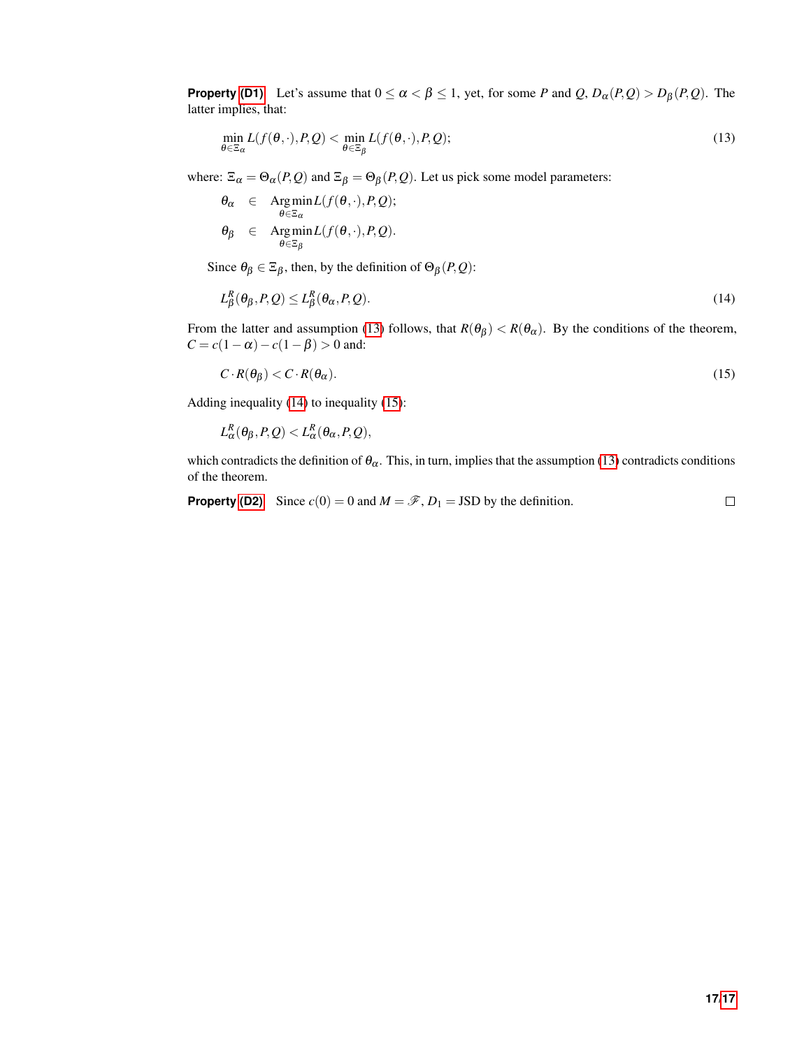**Property (D1)** Let's assume that $0 \leq \alpha < \beta \leq 1$, yet, for some $P$ and $Q$, $D_\alpha(P,Q) > D_\beta(P,Q)$. The latter implies, that:

$$\min_{\theta \in \Xi_\alpha} L(f(\theta,\cdot),P,Q) < \min_{\theta \in \Xi_\beta} L(f(\theta,\cdot),P,Q); \tag{13}$$

where: $\Xi_\alpha = \Theta_\alpha(P,Q)$ and $\Xi_\beta = \Theta_\beta(P,Q)$. Let us pick some model parameters:

$$\begin{aligned}
\theta_\alpha &\in \operatorname*{Arg\,min}_{\theta \in \Xi_\alpha} L(f(\theta,\cdot),P,Q); \\
\theta_\beta &\in \operatorname*{Arg\,min}_{\theta \in \Xi_\beta} L(f(\theta,\cdot),P,Q).
\end{aligned}$$

Since $\theta_\beta \in \Xi_\beta$, then, by the definition of $\Theta_\beta(P,Q)$:

$$L^R_\beta(\theta_\beta,P,Q) \leq L^R_\beta(\theta_\alpha,P,Q). \tag{14}$$

From the latter and assumption (13) follows, that $R(\theta_\beta) < R(\theta_\alpha)$. By the conditions of the theorem, $C = c(1-\alpha) - c(1-\beta) > 0$ and:

$$C \cdot R(\theta_\beta) < C \cdot R(\theta_\alpha). \tag{15}$$

Adding inequality (14) to inequality (15):

$$L^R_\alpha(\theta_\beta,P,Q) < L^R_\alpha(\theta_\alpha,P,Q),$$

which contradicts the definition of $\theta_\alpha$. This, in turn, implies that the assumption (13) contradicts conditions of the theorem.

**Property (D2)** Since $c(0) = 0$ and $M = \mathscr{F}$, $D_1 = \mathrm{JSD}$ by the definition. □